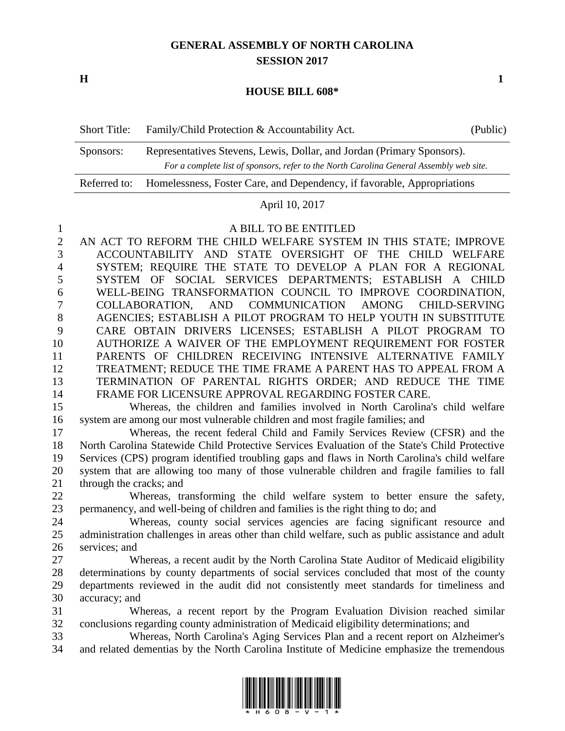# GENERAL ASSEMBLY OF NORTH CAROLINA
## SESSION 2017

**H** **1**

## HOUSE BILL 608*

| Short Title: | Family/Child Protection & Accountability Act. | (Public) |
|---|---|---|
| Sponsors: | Representatives Stevens, Lewis, Dollar, and Jordan (Primary Sponsors). *For a complete list of sponsors, refer to the North Carolina General Assembly web site.* | |
| Referred to: | Homelessness, Foster Care, and Dependency, if favorable, Appropriations | |

April 10, 2017

A BILL TO BE ENTITLED

AN ACT TO REFORM THE CHILD WELFARE SYSTEM IN THIS STATE; IMPROVE ACCOUNTABILITY AND STATE OVERSIGHT OF THE CHILD WELFARE SYSTEM; REQUIRE THE STATE TO DEVELOP A PLAN FOR A REGIONAL SYSTEM OF SOCIAL SERVICES DEPARTMENTS; ESTABLISH A CHILD WELL-BEING TRANSFORMATION COUNCIL TO IMPROVE COORDINATION, COLLABORATION, AND COMMUNICATION AMONG CHILD-SERVING AGENCIES; ESTABLISH A PILOT PROGRAM TO HELP YOUTH IN SUBSTITUTE CARE OBTAIN DRIVERS LICENSES; ESTABLISH A PILOT PROGRAM TO AUTHORIZE A WAIVER OF THE EMPLOYMENT REQUIREMENT FOR FOSTER PARENTS OF CHILDREN RECEIVING INTENSIVE ALTERNATIVE FAMILY TREATMENT; REDUCE THE TIME FRAME A PARENT HAS TO APPEAL FROM A TERMINATION OF PARENTAL RIGHTS ORDER; AND REDUCE THE TIME FRAME FOR LICENSURE APPROVAL REGARDING FOSTER CARE.

Whereas, the children and families involved in North Carolina's child welfare system are among our most vulnerable children and most fragile families; and

Whereas, the recent federal Child and Family Services Review (CFSR) and the North Carolina Statewide Child Protective Services Evaluation of the State's Child Protective Services (CPS) program identified troubling gaps and flaws in North Carolina's child welfare system that are allowing too many of those vulnerable children and fragile families to fall through the cracks; and

Whereas, transforming the child welfare system to better ensure the safety, permanency, and well-being of children and families is the right thing to do; and

Whereas, county social services agencies are facing significant resource and administration challenges in areas other than child welfare, such as public assistance and adult services; and

Whereas, a recent audit by the North Carolina State Auditor of Medicaid eligibility determinations by county departments of social services concluded that most of the county departments reviewed in the audit did not consistently meet standards for timeliness and accuracy; and

Whereas, a recent report by the Program Evaluation Division reached similar conclusions regarding county administration of Medicaid eligibility determinations; and

Whereas, North Carolina's Aging Services Plan and a recent report on Alzheimer's and related dementias by the North Carolina Institute of Medicine emphasize the tremendous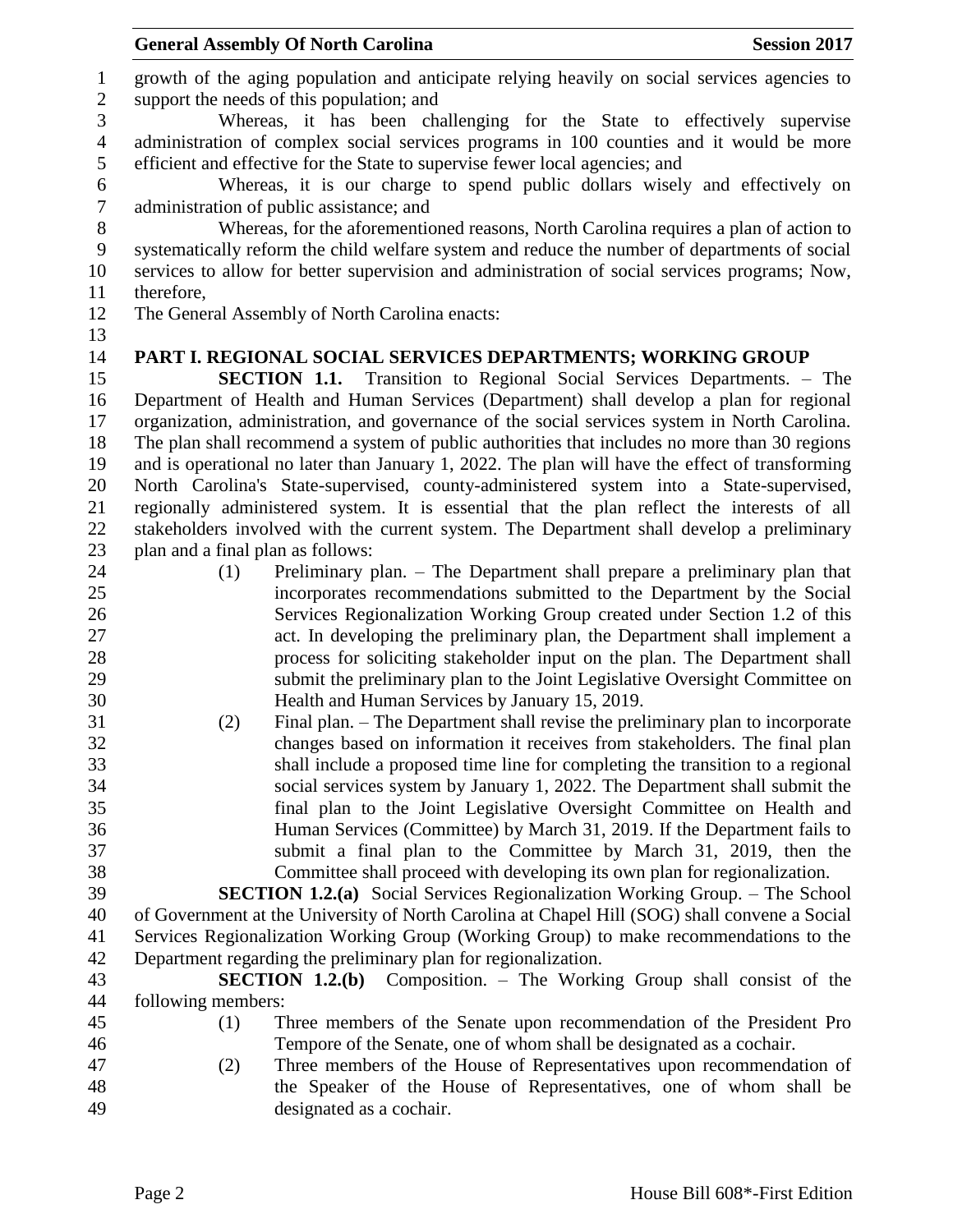growth of the aging population and anticipate relying heavily on social services agencies to support the needs of this population; and

Whereas, it has been challenging for the State to effectively supervise administration of complex social services programs in 100 counties and it would be more efficient and effective for the State to supervise fewer local agencies; and

Whereas, it is our charge to spend public dollars wisely and effectively on administration of public assistance; and

Whereas, for the aforementioned reasons, North Carolina requires a plan of action to systematically reform the child welfare system and reduce the number of departments of social services to allow for better supervision and administration of social services programs; Now, therefore,

The General Assembly of North Carolina enacts:

## PART I. REGIONAL SOCIAL SERVICES DEPARTMENTS; WORKING GROUP

**SECTION 1.1.** Transition to Regional Social Services Departments. – The Department of Health and Human Services (Department) shall develop a plan for regional organization, administration, and governance of the social services system in North Carolina. The plan shall recommend a system of public authorities that includes no more than 30 regions and is operational no later than January 1, 2022. The plan will have the effect of transforming North Carolina's State-supervised, county-administered system into a State-supervised, regionally administered system. It is essential that the plan reflect the interests of all stakeholders involved with the current system. The Department shall develop a preliminary plan and a final plan as follows:

(1) Preliminary plan. – The Department shall prepare a preliminary plan that incorporates recommendations submitted to the Department by the Social Services Regionalization Working Group created under Section 1.2 of this act. In developing the preliminary plan, the Department shall implement a process for soliciting stakeholder input on the plan. The Department shall submit the preliminary plan to the Joint Legislative Oversight Committee on Health and Human Services by January 15, 2019.

(2) Final plan. – The Department shall revise the preliminary plan to incorporate changes based on information it receives from stakeholders. The final plan shall include a proposed time line for completing the transition to a regional social services system by January 1, 2022. The Department shall submit the final plan to the Joint Legislative Oversight Committee on Health and Human Services (Committee) by March 31, 2019. If the Department fails to submit a final plan to the Committee by March 31, 2019, then the Committee shall proceed with developing its own plan for regionalization.

**SECTION 1.2.(a)** Social Services Regionalization Working Group. – The School of Government at the University of North Carolina at Chapel Hill (SOG) shall convene a Social Services Regionalization Working Group (Working Group) to make recommendations to the Department regarding the preliminary plan for regionalization.

**SECTION 1.2.(b)** Composition. – The Working Group shall consist of the following members:

(1) Three members of the Senate upon recommendation of the President Pro Tempore of the Senate, one of whom shall be designated as a cochair.

(2) Three members of the House of Representatives upon recommendation of the Speaker of the House of Representatives, one of whom shall be designated as a cochair.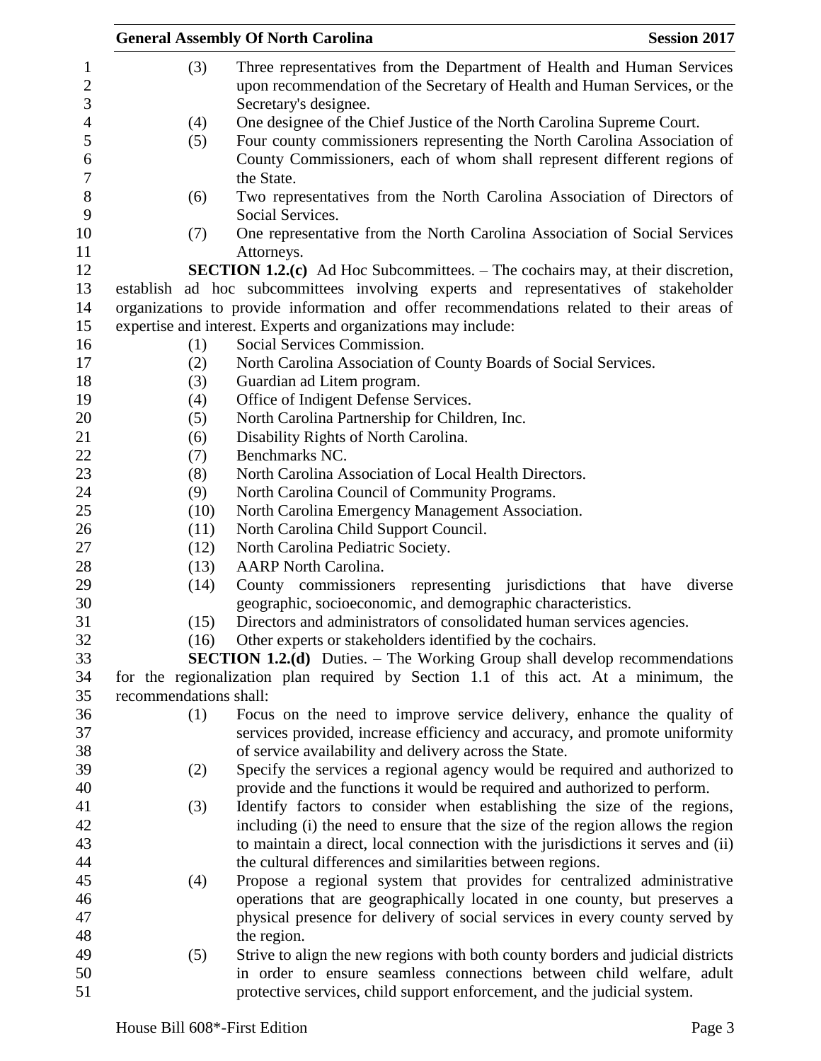(3) Three representatives from the Department of Health and Human Services upon recommendation of the Secretary of Health and Human Services, or the Secretary's designee.

(4) One designee of the Chief Justice of the North Carolina Supreme Court.

(5) Four county commissioners representing the North Carolina Association of County Commissioners, each of whom shall represent different regions of the State.

(6) Two representatives from the North Carolina Association of Directors of Social Services.

(7) One representative from the North Carolina Association of Social Services Attorneys.

**SECTION 1.2.(c)** Ad Hoc Subcommittees. – The cochairs may, at their discretion, establish ad hoc subcommittees involving experts and representatives of stakeholder organizations to provide information and offer recommendations related to their areas of expertise and interest. Experts and organizations may include:

(1) Social Services Commission.

(2) North Carolina Association of County Boards of Social Services.

(3) Guardian ad Litem program.

(4) Office of Indigent Defense Services.

(5) North Carolina Partnership for Children, Inc.

(6) Disability Rights of North Carolina.

(7) Benchmarks NC.

(8) North Carolina Association of Local Health Directors.

(9) North Carolina Council of Community Programs.

(10) North Carolina Emergency Management Association.

(11) North Carolina Child Support Council.

(12) North Carolina Pediatric Society.

(13) AARP North Carolina.

(14) County commissioners representing jurisdictions that have diverse geographic, socioeconomic, and demographic characteristics.

(15) Directors and administrators of consolidated human services agencies.

(16) Other experts or stakeholders identified by the cochairs.

**SECTION 1.2.(d)** Duties. – The Working Group shall develop recommendations for the regionalization plan required by Section 1.1 of this act. At a minimum, the recommendations shall:

(1) Focus on the need to improve service delivery, enhance the quality of services provided, increase efficiency and accuracy, and promote uniformity of service availability and delivery across the State.

(2) Specify the services a regional agency would be required and authorized to provide and the functions it would be required and authorized to perform.

(3) Identify factors to consider when establishing the size of the regions, including (i) the need to ensure that the size of the region allows the region to maintain a direct, local connection with the jurisdictions it serves and (ii) the cultural differences and similarities between regions.

(4) Propose a regional system that provides for centralized administrative operations that are geographically located in one county, but preserves a physical presence for delivery of social services in every county served by the region.

(5) Strive to align the new regions with both county borders and judicial districts in order to ensure seamless connections between child welfare, adult protective services, child support enforcement, and the judicial system.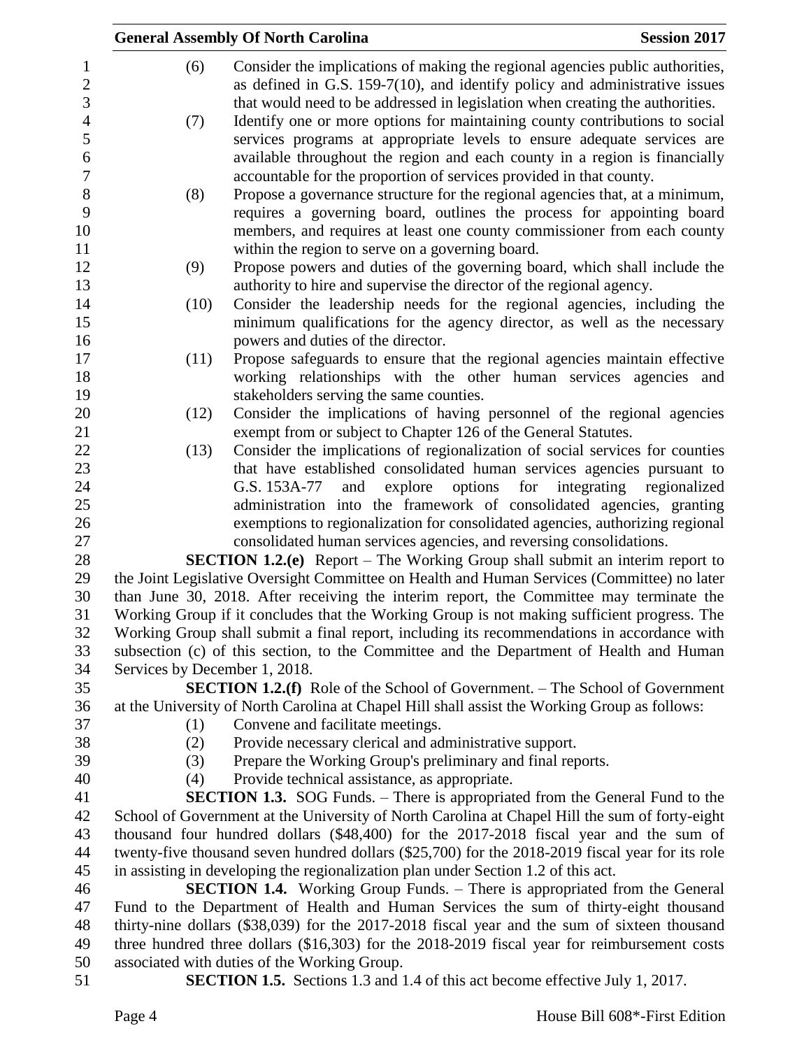(6) Consider the implications of making the regional agencies public authorities, as defined in G.S. 159-7(10), and identify policy and administrative issues that would need to be addressed in legislation when creating the authorities.

(7) Identify one or more options for maintaining county contributions to social services programs at appropriate levels to ensure adequate services are available throughout the region and each county in a region is financially accountable for the proportion of services provided in that county.

(8) Propose a governance structure for the regional agencies that, at a minimum, requires a governing board, outlines the process for appointing board members, and requires at least one county commissioner from each county within the region to serve on a governing board.

(9) Propose powers and duties of the governing board, which shall include the authority to hire and supervise the director of the regional agency.

(10) Consider the leadership needs for the regional agencies, including the minimum qualifications for the agency director, as well as the necessary powers and duties of the director.

(11) Propose safeguards to ensure that the regional agencies maintain effective working relationships with the other human services agencies and stakeholders serving the same counties.

(12) Consider the implications of having personnel of the regional agencies exempt from or subject to Chapter 126 of the General Statutes.

(13) Consider the implications of regionalization of social services for counties that have established consolidated human services agencies pursuant to G.S. 153A-77 and explore options for integrating regionalized administration into the framework of consolidated agencies, granting exemptions to regionalization for consolidated agencies, authorizing regional consolidated human services agencies, and reversing consolidations.

**SECTION 1.2.(e)** Report – The Working Group shall submit an interim report to the Joint Legislative Oversight Committee on Health and Human Services (Committee) no later than June 30, 2018. After receiving the interim report, the Committee may terminate the Working Group if it concludes that the Working Group is not making sufficient progress. The Working Group shall submit a final report, including its recommendations in accordance with subsection (c) of this section, to the Committee and the Department of Health and Human Services by December 1, 2018.

**SECTION 1.2.(f)** Role of the School of Government. – The School of Government at the University of North Carolina at Chapel Hill shall assist the Working Group as follows:

(1) Convene and facilitate meetings.

(2) Provide necessary clerical and administrative support.

(3) Prepare the Working Group's preliminary and final reports.

(4) Provide technical assistance, as appropriate.

**SECTION 1.3.** SOG Funds. – There is appropriated from the General Fund to the School of Government at the University of North Carolina at Chapel Hill the sum of forty-eight thousand four hundred dollars ($48,400) for the 2017-2018 fiscal year and the sum of twenty-five thousand seven hundred dollars ($25,700) for the 2018-2019 fiscal year for its role in assisting in developing the regionalization plan under Section 1.2 of this act.

**SECTION 1.4.** Working Group Funds. – There is appropriated from the General Fund to the Department of Health and Human Services the sum of thirty-eight thousand thirty-nine dollars ($38,039) for the 2017-2018 fiscal year and the sum of sixteen thousand three hundred three dollars ($16,303) for the 2018-2019 fiscal year for reimbursement costs associated with duties of the Working Group.

**SECTION 1.5.** Sections 1.3 and 1.4 of this act become effective July 1, 2017.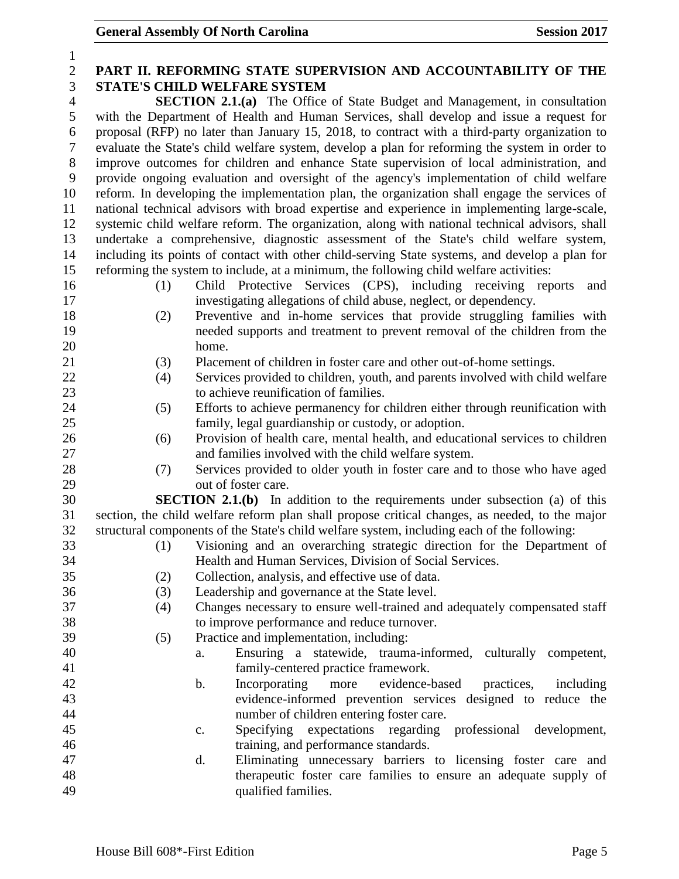## PART II. REFORMING STATE SUPERVISION AND ACCOUNTABILITY OF THE STATE'S CHILD WELFARE SYSTEM

**SECTION 2.1.(a)** The Office of State Budget and Management, in consultation with the Department of Health and Human Services, shall develop and issue a request for proposal (RFP) no later than January 15, 2018, to contract with a third-party organization to evaluate the State's child welfare system, develop a plan for reforming the system in order to improve outcomes for children and enhance State supervision of local administration, and provide ongoing evaluation and oversight of the agency's implementation of child welfare reform. In developing the implementation plan, the organization shall engage the services of national technical advisors with broad expertise and experience in implementing large-scale, systemic child welfare reform. The organization, along with national technical advisors, shall undertake a comprehensive, diagnostic assessment of the State's child welfare system, including its points of contact with other child-serving State systems, and develop a plan for reforming the system to include, at a minimum, the following child welfare activities:

(1) Child Protective Services (CPS), including receiving reports and investigating allegations of child abuse, neglect, or dependency.

(2) Preventive and in-home services that provide struggling families with needed supports and treatment to prevent removal of the children from the home.

(3) Placement of children in foster care and other out-of-home settings.

(4) Services provided to children, youth, and parents involved with child welfare to achieve reunification of families.

(5) Efforts to achieve permanency for children either through reunification with family, legal guardianship or custody, or adoption.

(6) Provision of health care, mental health, and educational services to children and families involved with the child welfare system.

(7) Services provided to older youth in foster care and to those who have aged out of foster care.

**SECTION 2.1.(b)** In addition to the requirements under subsection (a) of this section, the child welfare reform plan shall propose critical changes, as needed, to the major structural components of the State's child welfare system, including each of the following:

(1) Visioning and an overarching strategic direction for the Department of Health and Human Services, Division of Social Services.

(2) Collection, analysis, and effective use of data.

(3) Leadership and governance at the State level.

(4) Changes necessary to ensure well-trained and adequately compensated staff to improve performance and reduce turnover.

(5) Practice and implementation, including:

a. Ensuring a statewide, trauma-informed, culturally competent, family-centered practice framework.

b. Incorporating more evidence-based practices, including evidence-informed prevention services designed to reduce the number of children entering foster care.

c. Specifying expectations regarding professional development, training, and performance standards.

d. Eliminating unnecessary barriers to licensing foster care and therapeutic foster care families to ensure an adequate supply of qualified families.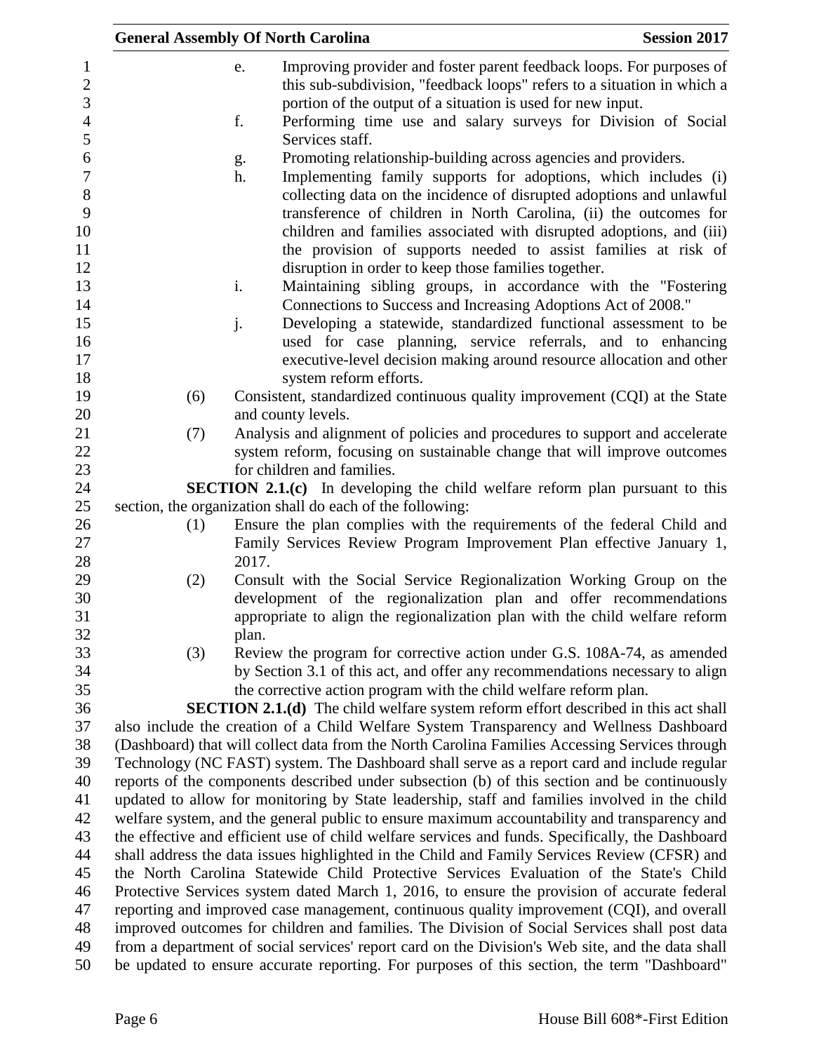e. Improving provider and foster parent feedback loops. For purposes of this sub-subdivision, "feedback loops" refers to a situation in which a portion of the output of a situation is used for new input.

f. Performing time use and salary surveys for Division of Social Services staff.

g. Promoting relationship-building across agencies and providers.

h. Implementing family supports for adoptions, which includes (i) collecting data on the incidence of disrupted adoptions and unlawful transference of children in North Carolina, (ii) the outcomes for children and families associated with disrupted adoptions, and (iii) the provision of supports needed to assist families at risk of disruption in order to keep those families together.

i. Maintaining sibling groups, in accordance with the "Fostering Connections to Success and Increasing Adoptions Act of 2008."

j. Developing a statewide, standardized functional assessment to be used for case planning, service referrals, and to enhancing executive-level decision making around resource allocation and other system reform efforts.

(6) Consistent, standardized continuous quality improvement (CQI) at the State and county levels.

(7) Analysis and alignment of policies and procedures to support and accelerate system reform, focusing on sustainable change that will improve outcomes for children and families.

**SECTION 2.1.(c)** In developing the child welfare reform plan pursuant to this section, the organization shall do each of the following:

(1) Ensure the plan complies with the requirements of the federal Child and Family Services Review Program Improvement Plan effective January 1, 2017.

(2) Consult with the Social Service Regionalization Working Group on the development of the regionalization plan and offer recommendations appropriate to align the regionalization plan with the child welfare reform plan.

(3) Review the program for corrective action under G.S. 108A-74, as amended by Section 3.1 of this act, and offer any recommendations necessary to align the corrective action program with the child welfare reform plan.

**SECTION 2.1.(d)** The child welfare system reform effort described in this act shall also include the creation of a Child Welfare System Transparency and Wellness Dashboard (Dashboard) that will collect data from the North Carolina Families Accessing Services through Technology (NC FAST) system. The Dashboard shall serve as a report card and include regular reports of the components described under subsection (b) of this section and be continuously updated to allow for monitoring by State leadership, staff and families involved in the child welfare system, and the general public to ensure maximum accountability and transparency and the effective and efficient use of child welfare services and funds. Specifically, the Dashboard shall address the data issues highlighted in the Child and Family Services Review (CFSR) and the North Carolina Statewide Child Protective Services Evaluation of the State's Child Protective Services system dated March 1, 2016, to ensure the provision of accurate federal reporting and improved case management, continuous quality improvement (CQI), and overall improved outcomes for children and families. The Division of Social Services shall post data from a department of social services' report card on the Division's Web site, and the data shall be updated to ensure accurate reporting. For purposes of this section, the term "Dashboard"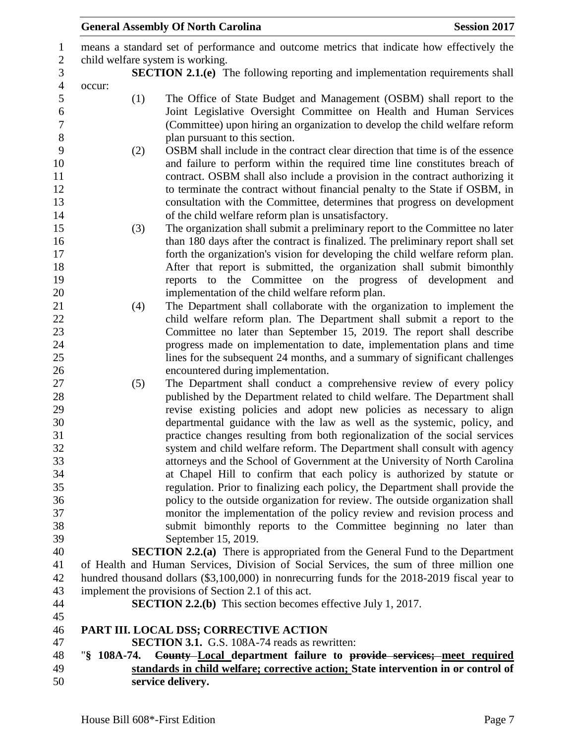means a standard set of performance and outcome metrics that indicate how effectively the child welfare system is working.

**SECTION 2.1.(e)** The following reporting and implementation requirements shall occur:

(1) The Office of State Budget and Management (OSBM) shall report to the Joint Legislative Oversight Committee on Health and Human Services (Committee) upon hiring an organization to develop the child welfare reform plan pursuant to this section.

(2) OSBM shall include in the contract clear direction that time is of the essence and failure to perform within the required time line constitutes breach of contract. OSBM shall also include a provision in the contract authorizing it to terminate the contract without financial penalty to the State if OSBM, in consultation with the Committee, determines that progress on development of the child welfare reform plan is unsatisfactory.

(3) The organization shall submit a preliminary report to the Committee no later than 180 days after the contract is finalized. The preliminary report shall set forth the organization's vision for developing the child welfare reform plan. After that report is submitted, the organization shall submit bimonthly reports to the Committee on the progress of development and implementation of the child welfare reform plan.

(4) The Department shall collaborate with the organization to implement the child welfare reform plan. The Department shall submit a report to the Committee no later than September 15, 2019. The report shall describe progress made on implementation to date, implementation plans and time lines for the subsequent 24 months, and a summary of significant challenges encountered during implementation.

(5) The Department shall conduct a comprehensive review of every policy published by the Department related to child welfare. The Department shall revise existing policies and adopt new policies as necessary to align departmental guidance with the law as well as the systemic, policy, and practice changes resulting from both regionalization of the social services system and child welfare reform. The Department shall consult with agency attorneys and the School of Government at the University of North Carolina at Chapel Hill to confirm that each policy is authorized by statute or regulation. Prior to finalizing each policy, the Department shall provide the policy to the outside organization for review. The outside organization shall monitor the implementation of the policy review and revision process and submit bimonthly reports to the Committee beginning no later than September 15, 2019.

**SECTION 2.2.(a)** There is appropriated from the General Fund to the Department of Health and Human Services, Division of Social Services, the sum of three million one hundred thousand dollars ($3,100,000) in nonrecurring funds for the 2018-2019 fiscal year to implement the provisions of Section 2.1 of this act.

**SECTION 2.2.(b)** This section becomes effective July 1, 2017.

**PART III. LOCAL DSS; CORRECTIVE ACTION**

**SECTION 3.1.** G.S. 108A-74 reads as rewritten:

"**§ 108A-74. ~~County~~ <u>Local</u> department failure to ~~provide services;~~ <u>meet required standards in child welfare; corrective action;</u> State intervention in or control of service delivery.**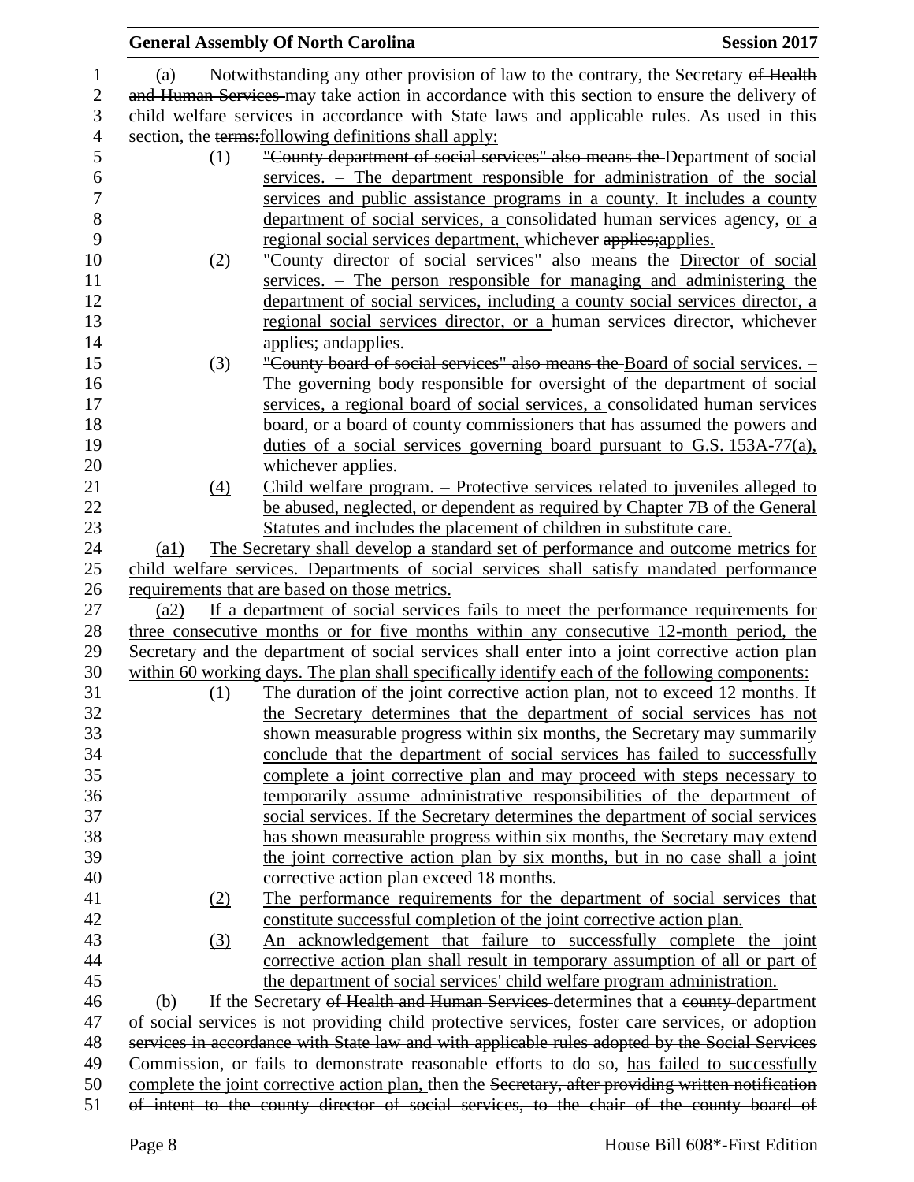(a) Notwithstanding any other provision of law to the contrary, the Secretary ~~of Health and Human Services~~ may take action in accordance with this section to ensure the delivery of child welfare services in accordance with State laws and applicable rules. As used in this section, the ~~terms:~~following definitions shall apply:

(1) ~~"County department of social services" also means the~~ Department of social services. – The department responsible for administration of the social services and public assistance programs in a county. It includes a county department of social services, a consolidated human services agency, or a regional social services department, whichever ~~applies;~~applies.

(2) ~~"County director of social services" also means the~~ Director of social services. – The person responsible for managing and administering the department of social services, including a county social services director, a regional social services director, or a human services director, whichever ~~applies; and~~applies.

(3) ~~"County board of social services" also means the~~ Board of social services. – The governing body responsible for oversight of the department of social services, a regional board of social services, a consolidated human services board, or a board of county commissioners that has assumed the powers and duties of a social services governing board pursuant to G.S. 153A-77(a), whichever applies.

(4) Child welfare program. – Protective services related to juveniles alleged to be abused, neglected, or dependent as required by Chapter 7B of the General Statutes and includes the placement of children in substitute care.

(a1) The Secretary shall develop a standard set of performance and outcome metrics for child welfare services. Departments of social services shall satisfy mandated performance requirements that are based on those metrics.

(a2) If a department of social services fails to meet the performance requirements for three consecutive months or for five months within any consecutive 12-month period, the Secretary and the department of social services shall enter into a joint corrective action plan within 60 working days. The plan shall specifically identify each of the following components:

(1) The duration of the joint corrective action plan, not to exceed 12 months. If the Secretary determines that the department of social services has not shown measurable progress within six months, the Secretary may summarily conclude that the department of social services has failed to successfully complete a joint corrective plan and may proceed with steps necessary to temporarily assume administrative responsibilities of the department of social services. If the Secretary determines the department of social services has shown measurable progress within six months, the Secretary may extend the joint corrective action plan by six months, but in no case shall a joint corrective action plan exceed 18 months.

(2) The performance requirements for the department of social services that constitute successful completion of the joint corrective action plan.

(3) An acknowledgement that failure to successfully complete the joint corrective action plan shall result in temporary assumption of all or part of the department of social services' child welfare program administration.

(b) If the Secretary ~~of Health and Human Services~~ determines that a ~~county~~ department of social services ~~is not providing child protective services, foster care services, or adoption services in accordance with State law and with applicable rules adopted by the Social Services Commission, or fails to demonstrate reasonable efforts to do so,~~ has failed to successfully complete the joint corrective action plan, then the ~~Secretary, after providing written notification of intent to the county director of social services, to the chair of the county board of~~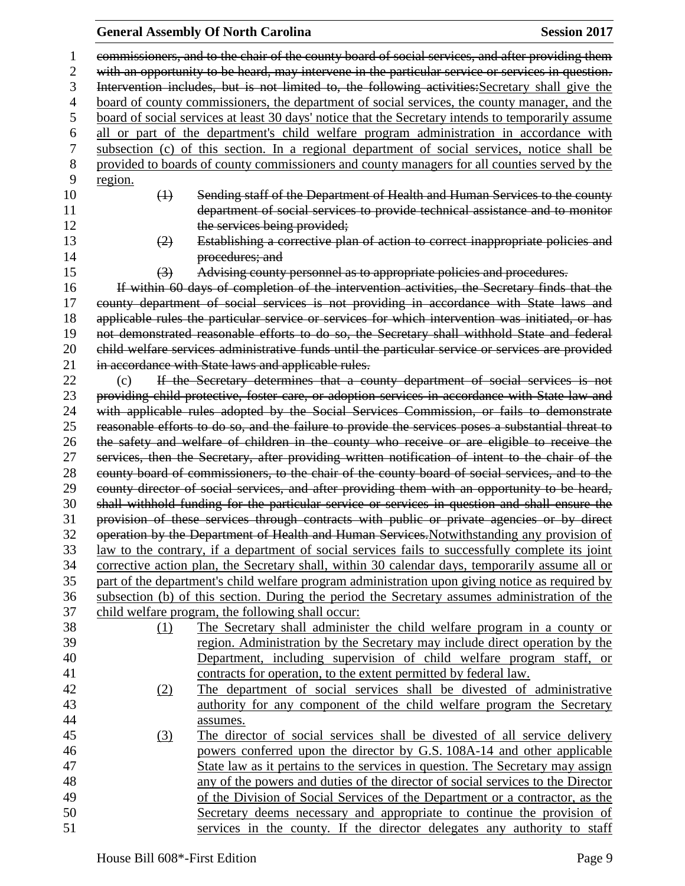~~commissioners, and to the chair of the county board of social services, and after providing them with an opportunity to be heard, may intervene in the particular service or services in question. Intervention includes, but is not limited to, the following activities:~~<u>Secretary shall give the board of county commissioners, the department of social services, the county manager, and the board of social services at least 30 days' notice that the Secretary intends to temporarily assume all or part of the department's child welfare program administration in accordance with subsection (c) of this section. In a regional department of social services, notice shall be provided to boards of county commissioners and county managers for all counties served by the region.</u>

~~(1) Sending staff of the Department of Health and Human Services to the county department of social services to provide technical assistance and to monitor the services being provided;~~

~~(2) Establishing a corrective plan of action to correct inappropriate policies and procedures; and~~

~~(3) Advising county personnel as to appropriate policies and procedures.~~

~~If within 60 days of completion of the intervention activities, the Secretary finds that the county department of social services is not providing in accordance with State laws and applicable rules the particular service or services for which intervention was initiated, or has not demonstrated reasonable efforts to do so, the Secretary shall withhold State and federal child welfare services administrative funds until the particular service or services are provided in accordance with State laws and applicable rules.~~

(c) ~~If the Secretary determines that a county department of social services is not providing child protective, foster care, or adoption services in accordance with State law and with applicable rules adopted by the Social Services Commission, or fails to demonstrate reasonable efforts to do so, and the failure to provide the services poses a substantial threat to the safety and welfare of children in the county who receive or are eligible to receive the services, then the Secretary, after providing written notification of intent to the chair of the county board of commissioners, to the chair of the county board of social services, and to the county director of social services, and after providing them with an opportunity to be heard, shall withhold funding for the particular service or services in question and shall ensure the provision of these services through contracts with public or private agencies or by direct operation by the Department of Health and Human Services.~~<u>Notwithstanding any provision of law to the contrary, if a department of social services fails to successfully complete its joint corrective action plan, the Secretary shall, within 30 calendar days, temporarily assume all or part of the department's child welfare program administration upon giving notice as required by subsection (b) of this section. During the period the Secretary assumes administration of the child welfare program, the following shall occur:</u>

<u>(1)</u> <u>The Secretary shall administer the child welfare program in a county or region. Administration by the Secretary may include direct operation by the Department, including supervision of child welfare program staff, or contracts for operation, to the extent permitted by federal law.</u>

<u>(2)</u> <u>The department of social services shall be divested of administrative authority for any component of the child welfare program the Secretary assumes.</u>

<u>(3)</u> <u>The director of social services shall be divested of all service delivery powers conferred upon the director by G.S. 108A-14 and other applicable State law as it pertains to the services in question. The Secretary may assign any of the powers and duties of the director of social services to the Director of the Division of Social Services of the Department or a contractor, as the Secretary deems necessary and appropriate to continue the provision of services in the county. If the director delegates any authority to staff</u>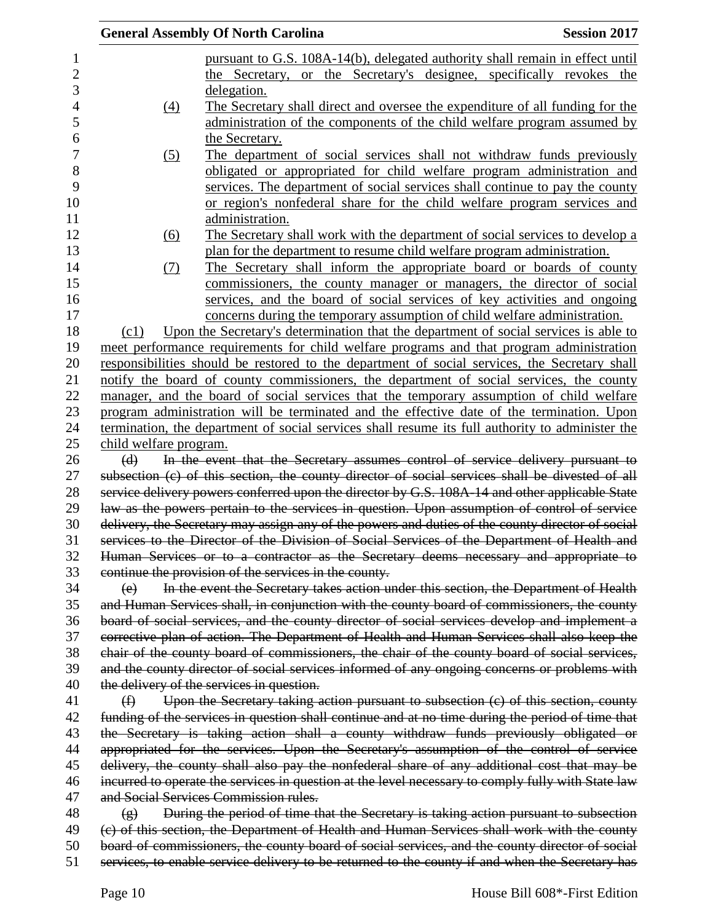pursuant to G.S. 108A-14(b), delegated authority shall remain in effect until the Secretary, or the Secretary's designee, specifically revokes the delegation.

(4) The Secretary shall direct and oversee the expenditure of all funding for the administration of the components of the child welfare program assumed by the Secretary.

(5) The department of social services shall not withdraw funds previously obligated or appropriated for child welfare program administration and services. The department of social services shall continue to pay the county or region's nonfederal share for the child welfare program services and administration.

(6) The Secretary shall work with the department of social services to develop a plan for the department to resume child welfare program administration.

(7) The Secretary shall inform the appropriate board or boards of county commissioners, the county manager or managers, the director of social services, and the board of social services of key activities and ongoing concerns during the temporary assumption of child welfare administration.

(c1) Upon the Secretary's determination that the department of social services is able to meet performance requirements for child welfare programs and that program administration responsibilities should be restored to the department of social services, the Secretary shall notify the board of county commissioners, the department of social services, the county manager, and the board of social services that the temporary assumption of child welfare program administration will be terminated and the effective date of the termination. Upon termination, the department of social services shall resume its full authority to administer the child welfare program.

~~(d) In the event that the Secretary assumes control of service delivery pursuant to subsection (c) of this section, the county director of social services shall be divested of all service delivery powers conferred upon the director by G.S. 108A-14 and other applicable State law as the powers pertain to the services in question. Upon assumption of control of service delivery, the Secretary may assign any of the powers and duties of the county director of social services to the Director of the Division of Social Services of the Department of Health and Human Services or to a contractor as the Secretary deems necessary and appropriate to continue the provision of the services in the county.~~

~~(e) In the event the Secretary takes action under this section, the Department of Health and Human Services shall, in conjunction with the county board of commissioners, the county board of social services, and the county director of social services develop and implement a corrective plan of action. The Department of Health and Human Services shall also keep the chair of the county board of commissioners, the chair of the county board of social services, and the county director of social services informed of any ongoing concerns or problems with the delivery of the services in question.~~

~~(f) Upon the Secretary taking action pursuant to subsection (c) of this section, county funding of the services in question shall continue and at no time during the period of time that the Secretary is taking action shall a county withdraw funds previously obligated or appropriated for the services. Upon the Secretary's assumption of the control of service delivery, the county shall also pay the nonfederal share of any additional cost that may be incurred to operate the services in question at the level necessary to comply fully with State law and Social Services Commission rules.~~

~~(g) During the period of time that the Secretary is taking action pursuant to subsection (c) of this section, the Department of Health and Human Services shall work with the county board of commissioners, the county board of social services, and the county director of social services, to enable service delivery to be returned to the county if and when the Secretary has~~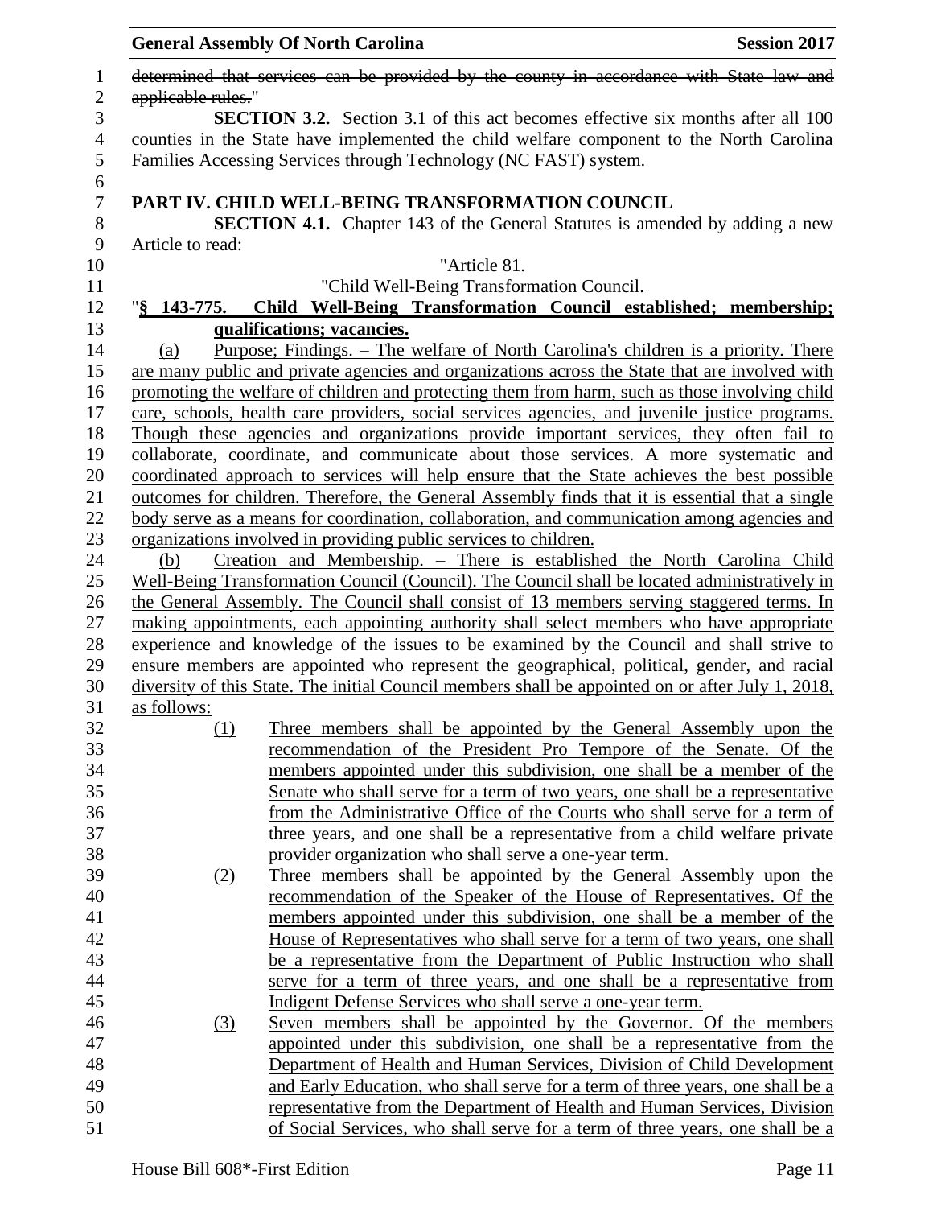~~determined that services can be provided by the county in accordance with State law and applicable rules.~~"

**SECTION 3.2.** Section 3.1 of this act becomes effective six months after all 100 counties in the State have implemented the child welfare component to the North Carolina Families Accessing Services through Technology (NC FAST) system.

**PART IV. CHILD WELL-BEING TRANSFORMATION COUNCIL**

**SECTION 4.1.** Chapter 143 of the General Statutes is amended by adding a new Article to read:

"Article 81.

"Child Well-Being Transformation Council.

"**§ 143-775. Child Well-Being Transformation Council established; membership; qualifications; vacancies.**

(a) Purpose; Findings. – The welfare of North Carolina's children is a priority. There are many public and private agencies and organizations across the State that are involved with promoting the welfare of children and protecting them from harm, such as those involving child care, schools, health care providers, social services agencies, and juvenile justice programs. Though these agencies and organizations provide important services, they often fail to collaborate, coordinate, and communicate about those services. A more systematic and coordinated approach to services will help ensure that the State achieves the best possible outcomes for children. Therefore, the General Assembly finds that it is essential that a single body serve as a means for coordination, collaboration, and communication among agencies and organizations involved in providing public services to children.

(b) Creation and Membership. – There is established the North Carolina Child Well-Being Transformation Council (Council). The Council shall be located administratively in the General Assembly. The Council shall consist of 13 members serving staggered terms. In making appointments, each appointing authority shall select members who have appropriate experience and knowledge of the issues to be examined by the Council and shall strive to ensure members are appointed who represent the geographical, political, gender, and racial diversity of this State. The initial Council members shall be appointed on or after July 1, 2018, as follows:

(1) Three members shall be appointed by the General Assembly upon the recommendation of the President Pro Tempore of the Senate. Of the members appointed under this subdivision, one shall be a member of the Senate who shall serve for a term of two years, one shall be a representative from the Administrative Office of the Courts who shall serve for a term of three years, and one shall be a representative from a child welfare private provider organization who shall serve a one-year term.

(2) Three members shall be appointed by the General Assembly upon the recommendation of the Speaker of the House of Representatives. Of the members appointed under this subdivision, one shall be a member of the House of Representatives who shall serve for a term of two years, one shall be a representative from the Department of Public Instruction who shall serve for a term of three years, and one shall be a representative from Indigent Defense Services who shall serve a one-year term.

(3) Seven members shall be appointed by the Governor. Of the members appointed under this subdivision, one shall be a representative from the Department of Health and Human Services, Division of Child Development and Early Education, who shall serve for a term of three years, one shall be a representative from the Department of Health and Human Services, Division of Social Services, who shall serve for a term of three years, one shall be a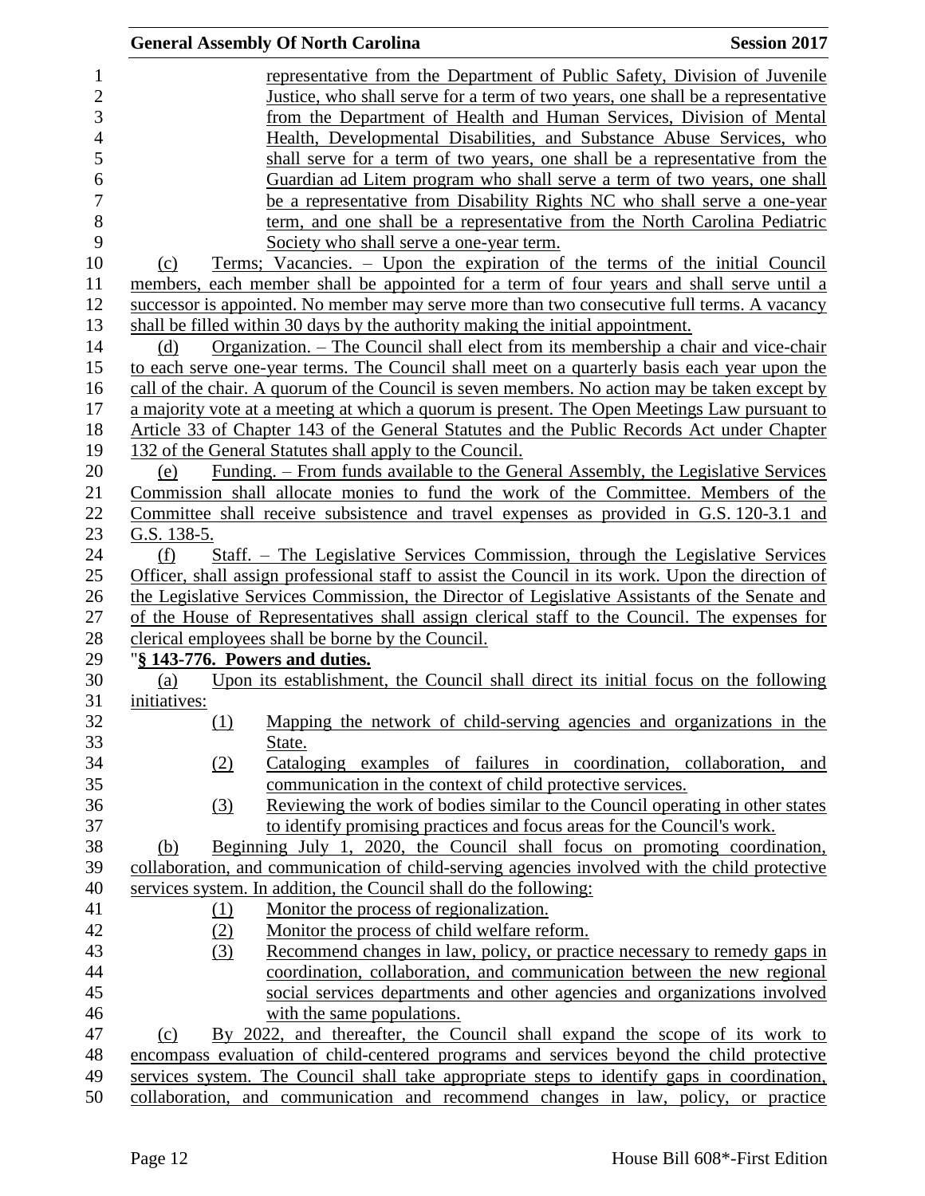representative from the Department of Public Safety, Division of Juvenile Justice, who shall serve for a term of two years, one shall be a representative from the Department of Health and Human Services, Division of Mental Health, Developmental Disabilities, and Substance Abuse Services, who shall serve for a term of two years, one shall be a representative from the Guardian ad Litem program who shall serve a term of two years, one shall be a representative from Disability Rights NC who shall serve a one-year term, and one shall be a representative from the North Carolina Pediatric Society who shall serve a one-year term.

(c) Terms; Vacancies. – Upon the expiration of the terms of the initial Council members, each member shall be appointed for a term of four years and shall serve until a successor is appointed. No member may serve more than two consecutive full terms. A vacancy shall be filled within 30 days by the authority making the initial appointment.

(d) Organization. – The Council shall elect from its membership a chair and vice-chair to each serve one-year terms. The Council shall meet on a quarterly basis each year upon the call of the chair. A quorum of the Council is seven members. No action may be taken except by a majority vote at a meeting at which a quorum is present. The Open Meetings Law pursuant to Article 33 of Chapter 143 of the General Statutes and the Public Records Act under Chapter 132 of the General Statutes shall apply to the Council.

(e) Funding. – From funds available to the General Assembly, the Legislative Services Commission shall allocate monies to fund the work of the Committee. Members of the Committee shall receive subsistence and travel expenses as provided in G.S. 120-3.1 and G.S. 138-5.

(f) Staff. – The Legislative Services Commission, through the Legislative Services Officer, shall assign professional staff to assist the Council in its work. Upon the direction of the Legislative Services Commission, the Director of Legislative Assistants of the Senate and of the House of Representatives shall assign clerical staff to the Council. The expenses for clerical employees shall be borne by the Council.

"**§ 143-776. Powers and duties.**

(a) Upon its establishment, the Council shall direct its initial focus on the following initiatives:

(1) Mapping the network of child-serving agencies and organizations in the State.

(2) Cataloging examples of failures in coordination, collaboration, and communication in the context of child protective services.

(3) Reviewing the work of bodies similar to the Council operating in other states to identify promising practices and focus areas for the Council's work.

(b) Beginning July 1, 2020, the Council shall focus on promoting coordination, collaboration, and communication of child-serving agencies involved with the child protective services system. In addition, the Council shall do the following:

(1) Monitor the process of regionalization.

(2) Monitor the process of child welfare reform.

(3) Recommend changes in law, policy, or practice necessary to remedy gaps in coordination, collaboration, and communication between the new regional social services departments and other agencies and organizations involved with the same populations.

(c) By 2022, and thereafter, the Council shall expand the scope of its work to encompass evaluation of child-centered programs and services beyond the child protective services system. The Council shall take appropriate steps to identify gaps in coordination, collaboration, and communication and recommend changes in law, policy, or practice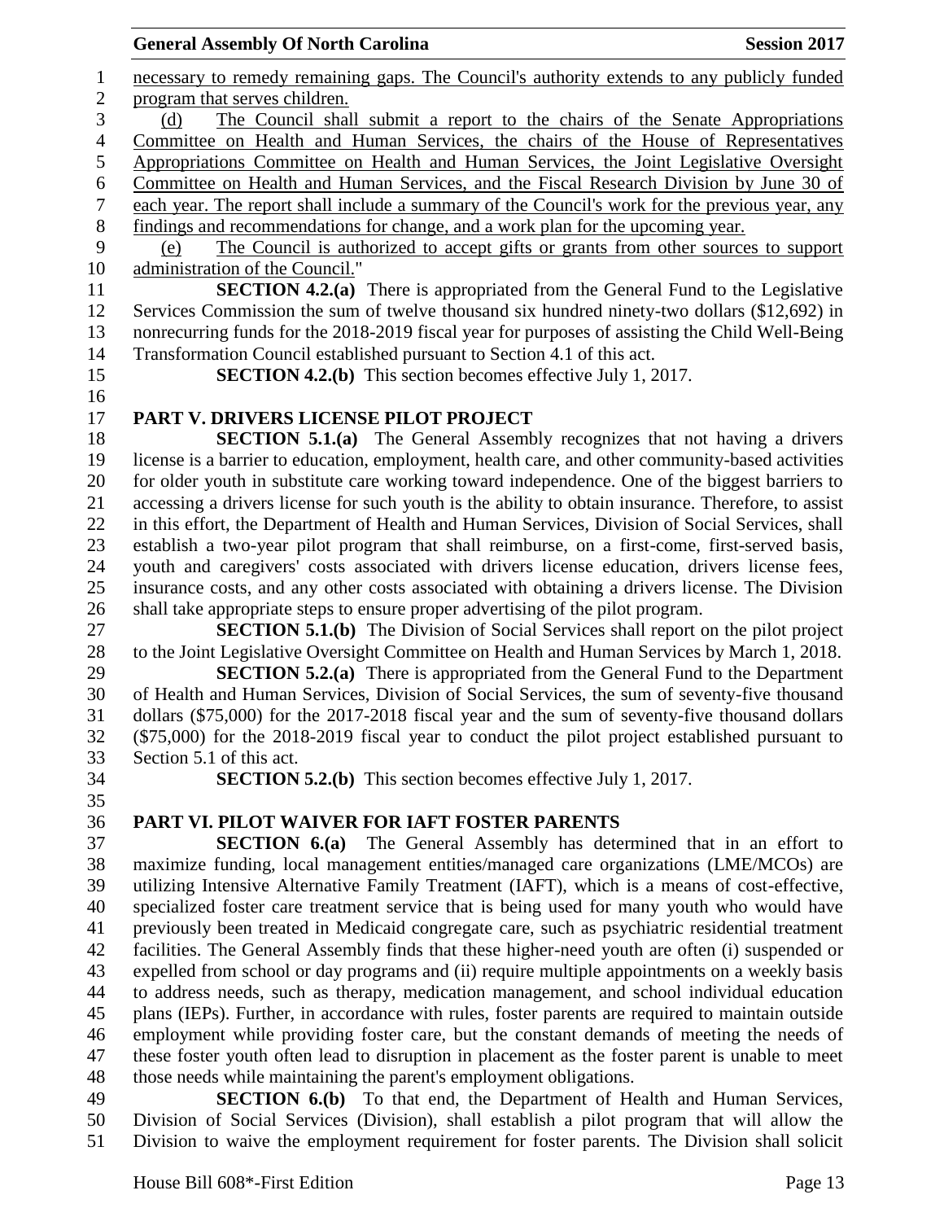necessary to remedy remaining gaps. The Council's authority extends to any publicly funded program that serves children.

(d) The Council shall submit a report to the chairs of the Senate Appropriations Committee on Health and Human Services, the chairs of the House of Representatives Appropriations Committee on Health and Human Services, the Joint Legislative Oversight Committee on Health and Human Services, and the Fiscal Research Division by June 30 of each year. The report shall include a summary of the Council's work for the previous year, any findings and recommendations for change, and a work plan for the upcoming year.

(e) The Council is authorized to accept gifts or grants from other sources to support administration of the Council."

**SECTION 4.2.(a)** There is appropriated from the General Fund to the Legislative Services Commission the sum of twelve thousand six hundred ninety-two dollars ($12,692) in nonrecurring funds for the 2018-2019 fiscal year for purposes of assisting the Child Well-Being Transformation Council established pursuant to Section 4.1 of this act.

**SECTION 4.2.(b)** This section becomes effective July 1, 2017.

## PART V. DRIVERS LICENSE PILOT PROJECT

**SECTION 5.1.(a)** The General Assembly recognizes that not having a drivers license is a barrier to education, employment, health care, and other community-based activities for older youth in substitute care working toward independence. One of the biggest barriers to accessing a drivers license for such youth is the ability to obtain insurance. Therefore, to assist in this effort, the Department of Health and Human Services, Division of Social Services, shall establish a two-year pilot program that shall reimburse, on a first-come, first-served basis, youth and caregivers' costs associated with drivers license education, drivers license fees, insurance costs, and any other costs associated with obtaining a drivers license. The Division shall take appropriate steps to ensure proper advertising of the pilot program.

**SECTION 5.1.(b)** The Division of Social Services shall report on the pilot project to the Joint Legislative Oversight Committee on Health and Human Services by March 1, 2018.

**SECTION 5.2.(a)** There is appropriated from the General Fund to the Department of Health and Human Services, Division of Social Services, the sum of seventy-five thousand dollars ($75,000) for the 2017-2018 fiscal year and the sum of seventy-five thousand dollars ($75,000) for the 2018-2019 fiscal year to conduct the pilot project established pursuant to Section 5.1 of this act.

**SECTION 5.2.(b)** This section becomes effective July 1, 2017.

## PART VI. PILOT WAIVER FOR IAFT FOSTER PARENTS

**SECTION 6.(a)** The General Assembly has determined that in an effort to maximize funding, local management entities/managed care organizations (LME/MCOs) are utilizing Intensive Alternative Family Treatment (IAFT), which is a means of cost-effective, specialized foster care treatment service that is being used for many youth who would have previously been treated in Medicaid congregate care, such as psychiatric residential treatment facilities. The General Assembly finds that these higher-need youth are often (i) suspended or expelled from school or day programs and (ii) require multiple appointments on a weekly basis to address needs, such as therapy, medication management, and school individual education plans (IEPs). Further, in accordance with rules, foster parents are required to maintain outside employment while providing foster care, but the constant demands of meeting the needs of these foster youth often lead to disruption in placement as the foster parent is unable to meet those needs while maintaining the parent's employment obligations.

**SECTION 6.(b)** To that end, the Department of Health and Human Services, Division of Social Services (Division), shall establish a pilot program that will allow the Division to waive the employment requirement for foster parents. The Division shall solicit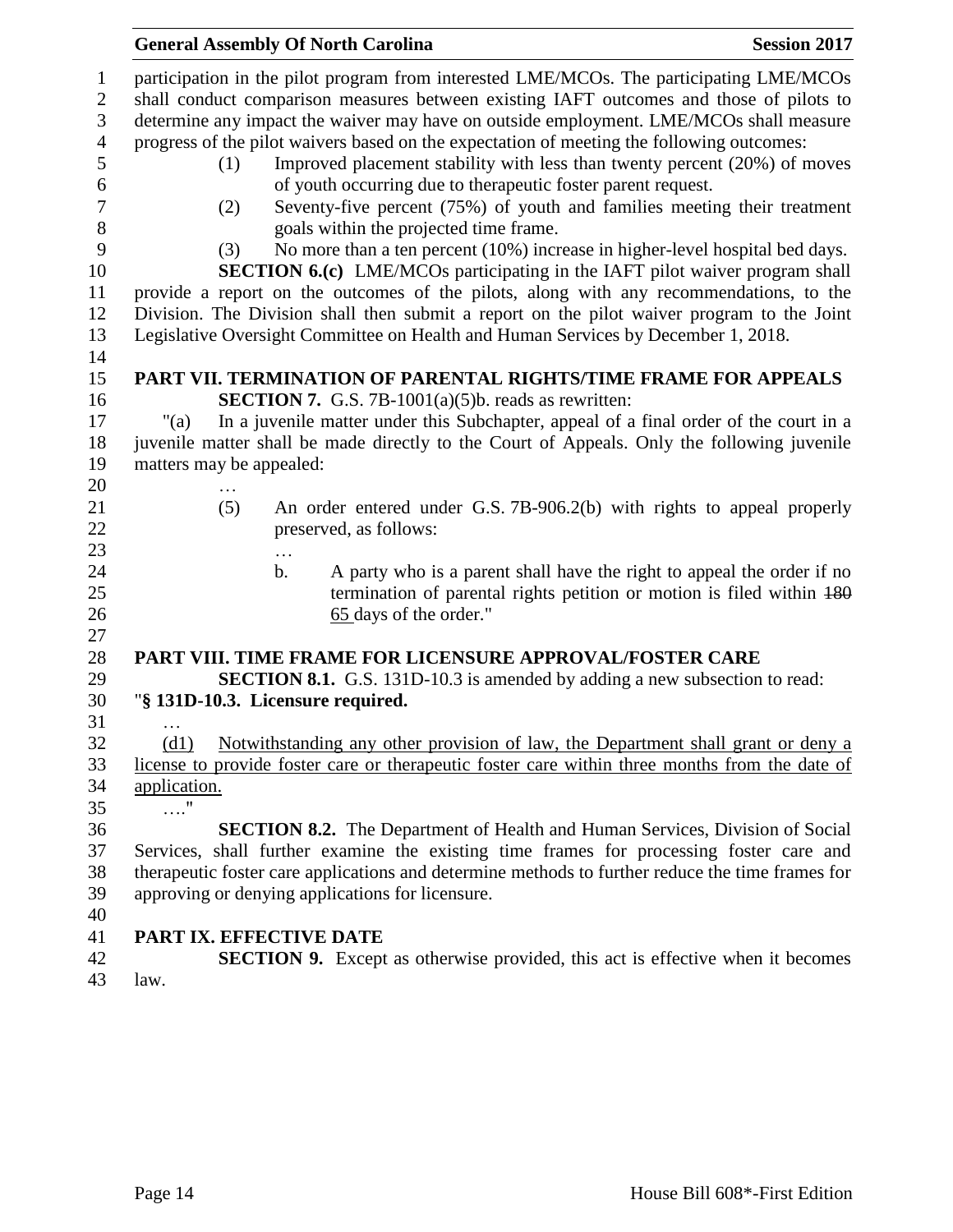participation in the pilot program from interested LME/MCOs. The participating LME/MCOs shall conduct comparison measures between existing IAFT outcomes and those of pilots to determine any impact the waiver may have on outside employment. LME/MCOs shall measure progress of the pilot waivers based on the expectation of meeting the following outcomes:

(1) Improved placement stability with less than twenty percent (20%) of moves of youth occurring due to therapeutic foster parent request.

(2) Seventy-five percent (75%) of youth and families meeting their treatment goals within the projected time frame.

(3) No more than a ten percent (10%) increase in higher-level hospital bed days.

**SECTION 6.(c)** LME/MCOs participating in the IAFT pilot waiver program shall provide a report on the outcomes of the pilots, along with any recommendations, to the Division. The Division shall then submit a report on the pilot waiver program to the Joint Legislative Oversight Committee on Health and Human Services by December 1, 2018.

**PART VII. TERMINATION OF PARENTAL RIGHTS/TIME FRAME FOR APPEALS**

**SECTION 7.** G.S. 7B-1001(a)(5)b. reads as rewritten:

"(a) In a juvenile matter under this Subchapter, appeal of a final order of the court in a juvenile matter shall be made directly to the Court of Appeals. Only the following juvenile matters may be appealed:

…

(5) An order entered under G.S. 7B-906.2(b) with rights to appeal properly preserved, as follows:

…

b. A party who is a parent shall have the right to appeal the order if no termination of parental rights petition or motion is filed within ~~180~~ 65 days of the order."

**PART VIII. TIME FRAME FOR LICENSURE APPROVAL/FOSTER CARE**

**SECTION 8.1.** G.S. 131D-10.3 is amended by adding a new subsection to read:

"**§ 131D-10.3. Licensure required.**

…

(d1) Notwithstanding any other provision of law, the Department shall grant or deny a license to provide foster care or therapeutic foster care within three months from the date of application.

…."

**SECTION 8.2.** The Department of Health and Human Services, Division of Social Services, shall further examine the existing time frames for processing foster care and therapeutic foster care applications and determine methods to further reduce the time frames for approving or denying applications for licensure.

**PART IX. EFFECTIVE DATE**

**SECTION 9.** Except as otherwise provided, this act is effective when it becomes law.